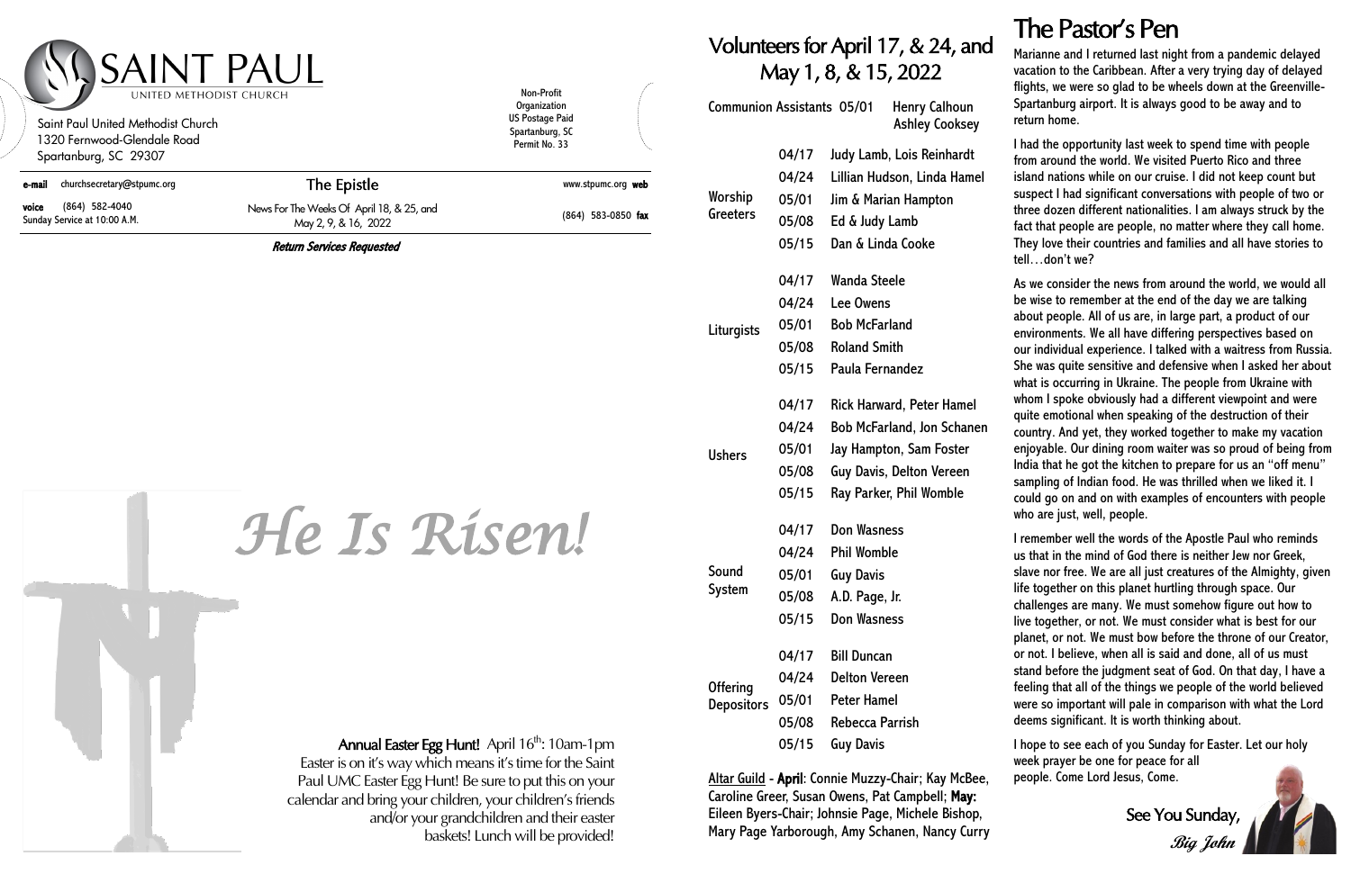# SAINT PAUL

UNITED METHODIST CHURCH

Saint Paul United Methodist Church
1320 Fernwood-Glendale Road
Spartanburg, SC 29307

Non-Profit Organization
US Postage Paid
Spartanburg, SC
Permit No. 33

**e-mail** churchsecretary@stpumc.org

**voice** (864) 582-4040
Sunday Service at 10:00 A.M.

## The Epistle

News For The Weeks Of April 18, & 25, and May 2, 9, & 16, 2022

www.stpumc.org **web**

(864) 583-0850 **fax**

***Return Services Requested***

# *He Is Risen!*

**Annual Easter Egg Hunt!** April 16th: 10am-1pm
Easter is on it's way which means it's time for the Saint Paul UMC Easter Egg Hunt! Be sure to put this on your calendar and bring your children, your children's friends and/or your grandchildren and their easter baskets! Lunch will be provided!

## Volunteers for April 17, & 24, and May 1, 8, & 15, 2022

| Role | Date | Volunteers |
|---|---|---|
| Communion Assistants | 05/01 | Henry Calhoun, Ashley Cooksey |
| Worship Greeters | 04/17 | Judy Lamb, Lois Reinhardt |
| | 04/24 | Lillian Hudson, Linda Hamel |
| | 05/01 | Jim & Marian Hampton |
| | 05/08 | Ed & Judy Lamb |
| | 05/15 | Dan & Linda Cooke |
| Liturgists | 04/17 | Wanda Steele |
| | 04/24 | Lee Owens |
| | 05/01 | Bob McFarland |
| | 05/08 | Roland Smith |
| | 05/15 | Paula Fernandez |
| Ushers | 04/17 | Rick Harward, Peter Hamel |
| | 04/24 | Bob McFarland, Jon Schanen |
| | 05/01 | Jay Hampton, Sam Foster |
| | 05/08 | Guy Davis, Delton Vereen |
| | 05/15 | Ray Parker, Phil Womble |
| Sound System | 04/17 | Don Wasness |
| | 04/24 | Phil Womble |
| | 05/01 | Guy Davis |
| | 05/08 | A.D. Page, Jr. |
| | 05/15 | Don Wasness |
| Offering Depositors | 04/17 | Bill Duncan |
| | 04/24 | Delton Vereen |
| | 05/01 | Peter Hamel |
| | 05/08 | Rebecca Parrish |
| | 05/15 | Guy Davis |

Altar Guild - **April**: Connie Muzzy-Chair; Kay McBee, Caroline Greer, Susan Owens, Pat Campbell; **May:** Eileen Byers-Chair; Johnsie Page, Michele Bishop, Mary Page Yarborough, Amy Schanen, Nancy Curry

## The Pastor's Pen

Marianne and I returned last night from a pandemic delayed vacation to the Caribbean. After a very trying day of delayed flights, we were so glad to be wheels down at the Greenville-Spartanburg airport. It is always good to be away and to return home.

I had the opportunity last week to spend time with people from around the world. We visited Puerto Rico and three island nations while on our cruise. I did not keep count but suspect I had significant conversations with people of two or three dozen different nationalities. I am always struck by the fact that people are people, no matter where they call home. They love their countries and families and all have stories to tell…don't we?

As we consider the news from around the world, we would all be wise to remember at the end of the day we are talking about people. All of us are, in large part, a product of our environments. We all have differing perspectives based on our individual experience. I talked with a waitress from Russia. She was quite sensitive and defensive when I asked her about what is occurring in Ukraine. The people from Ukraine with whom I spoke obviously had a different viewpoint and were quite emotional when speaking of the destruction of their country. And yet, they worked together to make my vacation enjoyable. Our dining room waiter was so proud of being from India that he got the kitchen to prepare for us an "off menu" sampling of Indian food. He was thrilled when we liked it. I could go on and on with examples of encounters with people who are just, well, people.

I remember well the words of the Apostle Paul who reminds us that in the mind of God there is neither Jew nor Greek, slave nor free. We are all just creatures of the Almighty, given life together on this planet hurtling through space. Our challenges are many. We must somehow figure out how to live together, or not. We must consider what is best for our planet, or not. We must bow before the throne of our Creator, or not. I believe, when all is said and done, all of us must stand before the judgment seat of God. On that day, I have a feeling that all of the things we people of the world believed were so important will pale in comparison with what the Lord deems significant. It is worth thinking about.

I hope to see each of you Sunday for Easter. Let our holy week prayer be one for peace for all people. Come Lord Jesus, Come.

See You Sunday,

*Big John*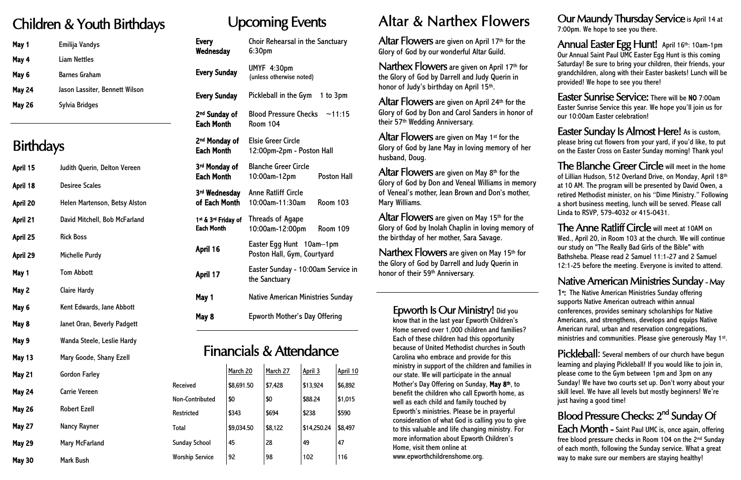# Children & Youth Birthdays

| | |
|---|---|
| May 1 | Emilija Vandys |
| May 4 | Liam Nettles |
| May 6 | Barnes Graham |
| May 24 | Jason Lassiter, Bennett Wilson |
| May 26 | Sylvia Bridges |

# Birthdays

| | |
|---|---|
| April 15 | Judith Querin, Delton Vereen |
| April 18 | Desiree Scales |
| April 20 | Helen Martenson, Betsy Alston |
| April 21 | David Mitchell, Bob McFarland |
| April 25 | Rick Boss |
| April 29 | Michelle Purdy |
| May 1 | Tom Abbott |
| May 2 | Claire Hardy |
| May 6 | Kent Edwards, Jane Abbott |
| May 8 | Janet Oran, Beverly Padgett |
| May 9 | Wanda Steele, Leslie Hardy |
| May 13 | Mary Goode, Shany Ezell |
| May 21 | Gordon Farley |
| May 24 | Carrie Vereen |
| May 26 | Robert Ezell |
| May 27 | Nancy Rayner |
| May 29 | Mary McFarland |
| May 30 | Mark Bush |

# Upcoming Events

| | |
|---|---|
| Every Wednesday | Choir Rehearsal in the Sanctuary 6:30pm |
| Every Sunday | UMYF 4:30pm (unless otherwise noted) |
| Every Sunday | Pickleball in the Gym 1 to 3pm |
| 2nd Sunday of Each Month | Blood Pressure Checks ~11:15 Room 104 |
| 2nd Monday of Each Month | Elsie Greer Circle 12:00pm-2pm - Poston Hall |
| 3rd Monday of Each Month | Blanche Greer Circle 10:00am-12pm Poston Hall |
| 3rd Wednesday of Each Month | Anne Ratliff Circle 10:00am-11:30am Room 103 |
| 1st & 3rd Friday of Each Month | Threads of Agape 10:00am-12:00pm Room 109 |
| April 16 | Easter Egg Hunt 10am–1pm Poston Hall, Gym, Courtyard |
| April 17 | Easter Sunday - 10:00am Service in the Sanctuary |
| May 1 | Native American Ministries Sunday |
| May 8 | Epworth Mother's Day Offering |

# Financials & Attendance

| | March 20 | March 27 | April 3 | April 10 |
|---|---|---|---|---|
| Received | $8,691.50 | $7,428 | $13,924 | $6,892 |
| Non-Contributed | $0 | $0 | $88.24 | $1,015 |
| Restricted | $343 | $694 | $238 | $590 |
| Total | $9,034.50 | $8,122 | $14,250.24 | $8,497 |
| Sunday School | 45 | 28 | 49 | 47 |
| Worship Service | 92 | 98 | 102 | 116 |

# Altar & Narthex Flowers

**Altar Flowers** are given on April 17th for the Glory of God by our wonderful Altar Guild.

**Narthex Flowers** are given on April 17th for the Glory of God by Darrell and Judy Querin in honor of Judy's birthday on April 15th.

**Altar Flowers** are given on April 24th for the Glory of God by Don and Carol Sanders in honor of their 57th Wedding Anniversary.

**Altar Flowers** are given on May 1st for the Glory of God by Jane May in loving memory of her husband, Doug.

**Altar Flowers** are given on May 8th for the Glory of God by Don and Veneal Williams in memory of Veneal's mother, Jean Brown and Don's mother, Mary Williams.

**Altar Flowers** are given on May 15th for the Glory of God by Inolah Chaplin in loving memory of the birthday of her mother, Sara Savage.

**Narthex Flowers** are given on May 15th for the Glory of God by Darrell and Judy Querin in honor of their 59th Anniversary.

**Epworth Is Our Ministry!** Did you know that in the last year Epworth Children's Home served over 1,000 children and families? Each of these children had this opportunity because of United Methodist churches in South Carolina who embrace and provide for this ministry in support of the children and families in our state. We will participate in the annual Mother's Day Offering on Sunday, **May 8th**, to benefit the children who call Epworth home, as well as each child and family touched by Epworth's ministries. Please be in prayerful consideration of what God is calling you to give to this valuable and life changing ministry. For more information about Epworth Children's Home, visit them online at www.epworthchildrenshome.org.

**Our Maundy Thursday Service** is April 14 at 7:00pm. We hope to see you there.

**Annual Easter Egg Hunt!** April 16th: 10am-1pm Our Annual Saint Paul UMC Easter Egg Hunt is this coming Saturday! Be sure to bring your children, their friends, your grandchildren, along with their Easter baskets! Lunch will be provided! We hope to see you there!

**Easter Sunrise Service:** There will be **NO** 7:00am Easter Sunrise Service this year. We hope you'll join us for our 10:00am Easter celebration!

**Easter Sunday Is Almost Here!** As is custom, please bring cut flowers from your yard, if you'd like, to put on the Easter Cross on Easter Sunday morning! Thank you!

**The Blanche Greer Circle** will meet in the home of Lillian Hudson, 512 Overland Drive, on Monday, April 18th at 10 AM. The program will be presented by David Owen, a retired Methodist minister, on his "Dime Ministry." Following a short business meeting, lunch will be served. Please call Linda to RSVP, 579-4032 or 415-0431.

**The Anne Ratliff Circle** will meet at 10AM on Wed., April 20, in Room 103 at the church. We will continue our study on "The Really Bad Girls of the Bible" with Bathsheba. Please read 2 Samuel 11:1-27 and 2 Samuel 12:1-25 before the meeting. Everyone is invited to attend.

**Native American Ministries Sunday - May 1st:** The Native American Ministries Sunday offering supports Native American outreach within annual conferences, provides seminary scholarships for Native Americans, and strengthens, develops and equips Native American rural, urban and reservation congregations, ministries and communities. Please give generously May 1st.

**Pickleball:** Several members of our church have begun learning and playing Pickleball! If you would like to join in, please come to the Gym between 1pm and 3pm on any Sunday! We have two courts set up. Don't worry about your skill level. We have all levels but mostly beginners! We're just having a good time!

**Blood Pressure Checks: 2nd Sunday Of Each Month -** Saint Paul UMC is, once again, offering free blood pressure checks in Room 104 on the 2nd Sunday of each month, following the Sunday service. What a great way to make sure our members are staying healthy!